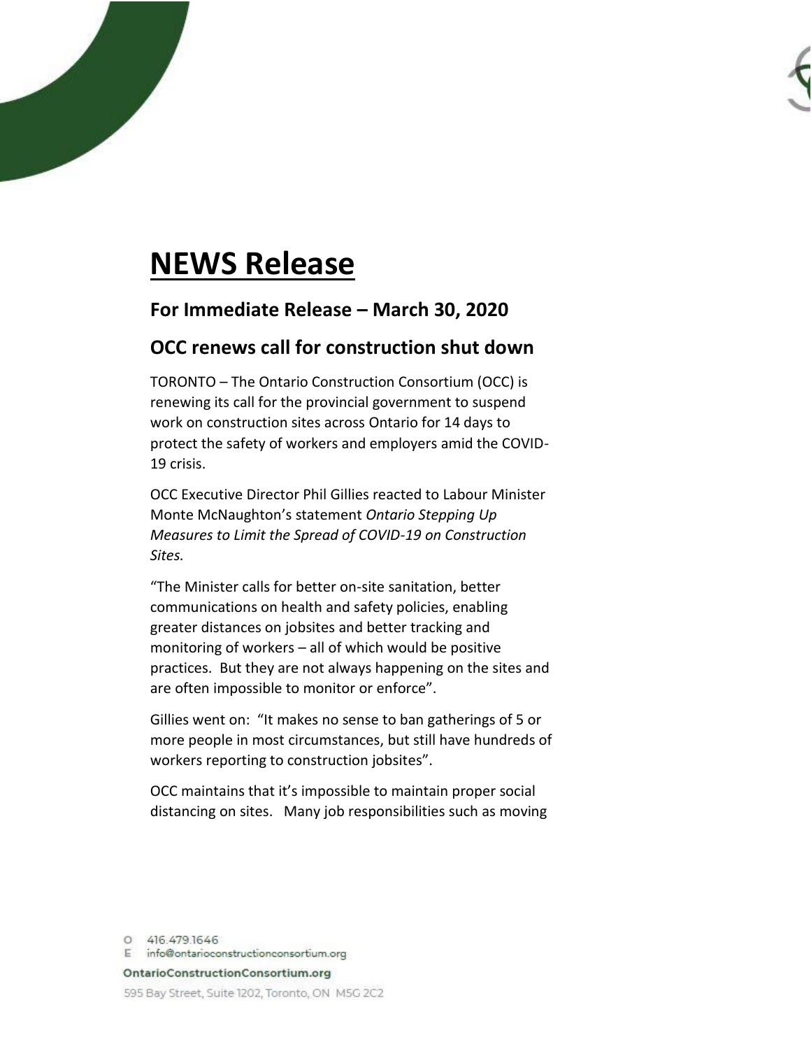# NEWS Release

## For Immediate Release – March 30, 2020

## OCC renews call for construction shut down

TORONTO – The Ontario Construction Consortium (OCC) is renewing its call for the provincial government to suspend work on construction sites across Ontario for 14 days to protect the safety of workers and employers amid the COVID-19 crisis.

OCC Executive Director Phil Gillies reacted to Labour Minister Monte McNaughton's statement *Ontario Stepping Up Measures to Limit the Spread of COVID-19 on Construction Sites.*

"The Minister calls for better on-site sanitation, better communications on health and safety policies, enabling greater distances on jobsites and better tracking and monitoring of workers – all of which would be positive practices. But they are not always happening on the sites and are often impossible to monitor or enforce".

Gillies went on: "It makes no sense to ban gatherings of 5 or more people in most circumstances, but still have hundreds of workers reporting to construction jobsites".

OCC maintains that it's impossible to maintain proper social distancing on sites. Many job responsibilities such as moving

O 416.479.1646
E info@ontarioconstructionconsortium.org

**OntarioConstructionConsortium.org**

595 Bay Street, Suite 1202, Toronto, ON M5G 2C2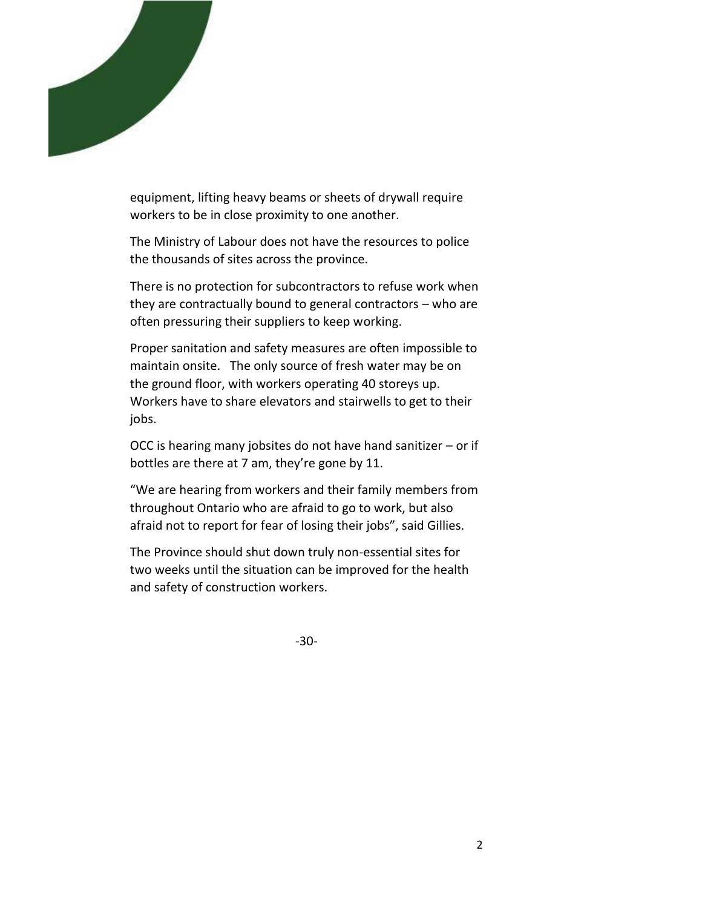equipment, lifting heavy beams or sheets of drywall require workers to be in close proximity to one another.

The Ministry of Labour does not have the resources to police the thousands of sites across the province.

There is no protection for subcontractors to refuse work when they are contractually bound to general contractors – who are often pressuring their suppliers to keep working.

Proper sanitation and safety measures are often impossible to maintain onsite. The only source of fresh water may be on the ground floor, with workers operating 40 storeys up. Workers have to share elevators and stairwells to get to their jobs.

OCC is hearing many jobsites do not have hand sanitizer – or if bottles are there at 7 am, they're gone by 11.

"We are hearing from workers and their family members from throughout Ontario who are afraid to go to work, but also afraid not to report for fear of losing their jobs", said Gillies.

The Province should shut down truly non-essential sites for two weeks until the situation can be improved for the health and safety of construction workers.

-30-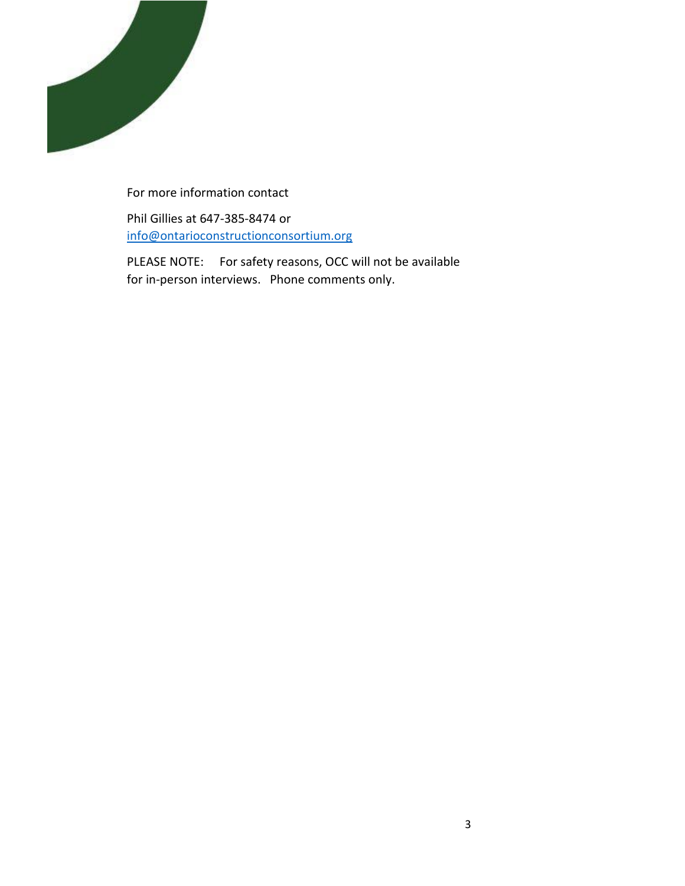For more information contact

Phil Gillies at 647-385-8474 or
info@ontarioconstructionconsortium.org

PLEASE NOTE: For safety reasons, OCC will not be available for in-person interviews. Phone comments only.